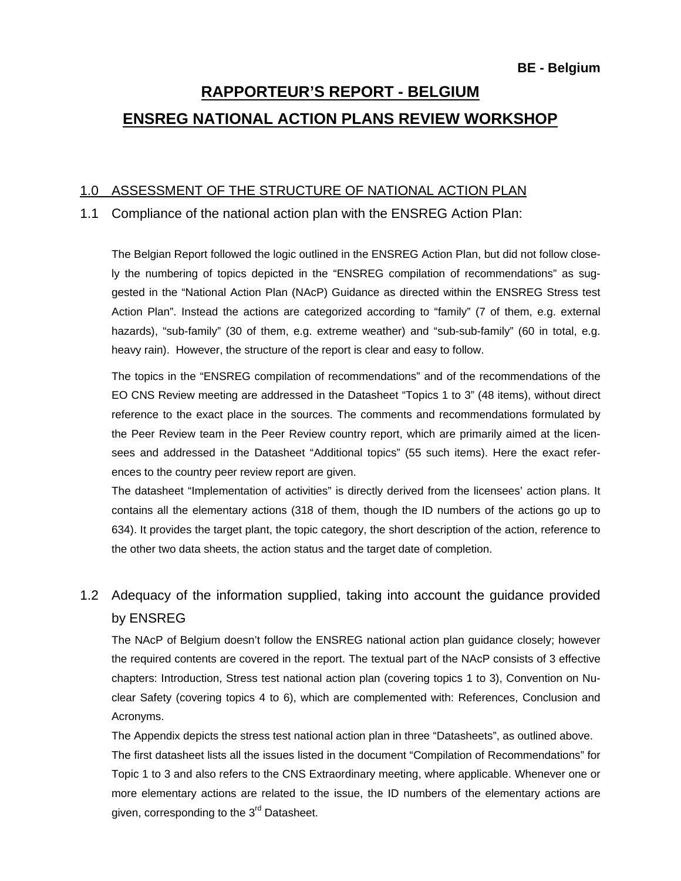**BE - Belgium**

# RAPPORTEUR'S REPORT - BELGIUM

# ENSREG NATIONAL ACTION PLANS REVIEW WORKSHOP

## 1.0 ASSESSMENT OF THE STRUCTURE OF NATIONAL ACTION PLAN

### 1.1 Compliance of the national action plan with the ENSREG Action Plan:

The Belgian Report followed the logic outlined in the ENSREG Action Plan, but did not follow closely the numbering of topics depicted in the "ENSREG compilation of recommendations" as suggested in the "National Action Plan (NAcP) Guidance as directed within the ENSREG Stress test Action Plan". Instead the actions are categorized according to "family" (7 of them, e.g. external hazards), "sub-family" (30 of them, e.g. extreme weather) and "sub-sub-family" (60 in total, e.g. heavy rain). However, the structure of the report is clear and easy to follow.

The topics in the "ENSREG compilation of recommendations" and of the recommendations of the EO CNS Review meeting are addressed in the Datasheet "Topics 1 to 3" (48 items), without direct reference to the exact place in the sources. The comments and recommendations formulated by the Peer Review team in the Peer Review country report, which are primarily aimed at the licensees and addressed in the Datasheet "Additional topics" (55 such items). Here the exact references to the country peer review report are given.

The datasheet "Implementation of activities" is directly derived from the licensees' action plans. It contains all the elementary actions (318 of them, though the ID numbers of the actions go up to 634). It provides the target plant, the topic category, the short description of the action, reference to the other two data sheets, the action status and the target date of completion.

### 1.2 Adequacy of the information supplied, taking into account the guidance provided by ENSREG

The NAcP of Belgium doesn't follow the ENSREG national action plan guidance closely; however the required contents are covered in the report. The textual part of the NAcP consists of 3 effective chapters: Introduction, Stress test national action plan (covering topics 1 to 3), Convention on Nuclear Safety (covering topics 4 to 6), which are complemented with: References, Conclusion and Acronyms.

The Appendix depicts the stress test national action plan in three "Datasheets", as outlined above.

The first datasheet lists all the issues listed in the document "Compilation of Recommendations" for Topic 1 to 3 and also refers to the CNS Extraordinary meeting, where applicable. Whenever one or more elementary actions are related to the issue, the ID numbers of the elementary actions are given, corresponding to the 3rd Datasheet.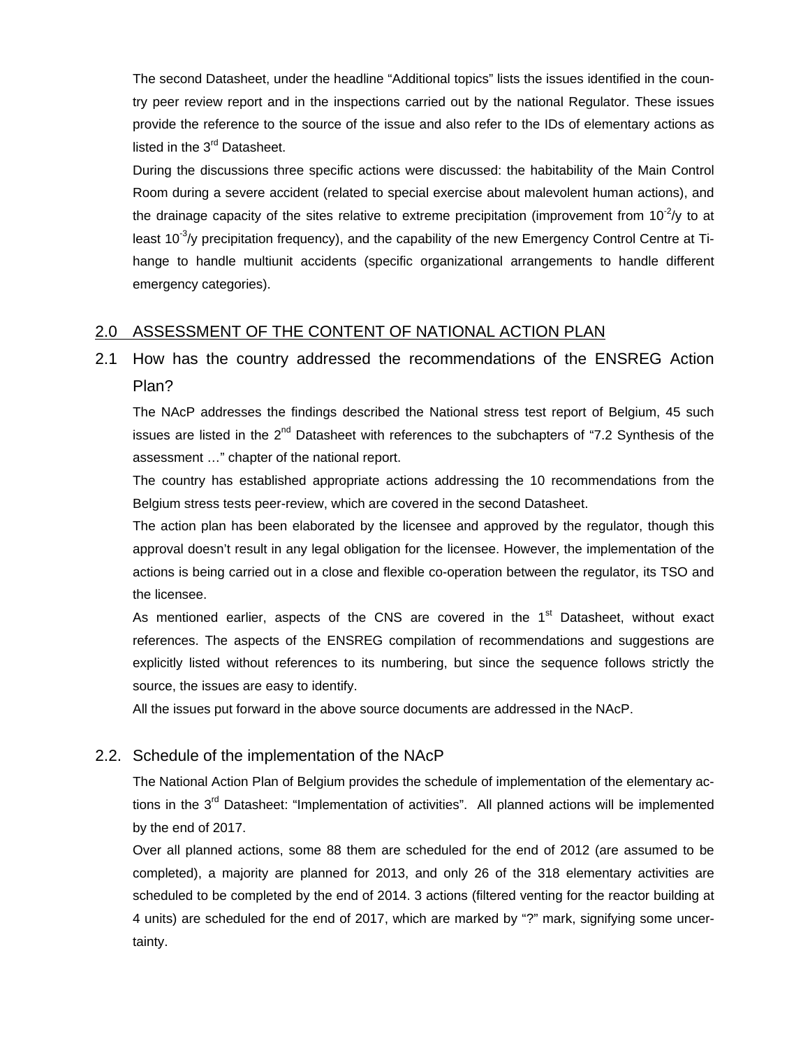The second Datasheet, under the headline "Additional topics" lists the issues identified in the country peer review report and in the inspections carried out by the national Regulator. These issues provide the reference to the source of the issue and also refer to the IDs of elementary actions as listed in the 3rd Datasheet.

During the discussions three specific actions were discussed: the habitability of the Main Control Room during a severe accident (related to special exercise about malevolent human actions), and the drainage capacity of the sites relative to extreme precipitation (improvement from $10^{-2}$/y to at least $10^{-3}$/y precipitation frequency), and the capability of the new Emergency Control Centre at Tihange to handle multiunit accidents (specific organizational arrangements to handle different emergency categories).

## 2.0 ASSESSMENT OF THE CONTENT OF NATIONAL ACTION PLAN

### 2.1 How has the country addressed the recommendations of the ENSREG Action Plan?

The NAcP addresses the findings described the National stress test report of Belgium, 45 such issues are listed in the 2nd Datasheet with references to the subchapters of "7.2 Synthesis of the assessment …" chapter of the national report.

The country has established appropriate actions addressing the 10 recommendations from the Belgium stress tests peer-review, which are covered in the second Datasheet.

The action plan has been elaborated by the licensee and approved by the regulator, though this approval doesn't result in any legal obligation for the licensee. However, the implementation of the actions is being carried out in a close and flexible co-operation between the regulator, its TSO and the licensee.

As mentioned earlier, aspects of the CNS are covered in the 1st Datasheet, without exact references. The aspects of the ENSREG compilation of recommendations and suggestions are explicitly listed without references to its numbering, but since the sequence follows strictly the source, the issues are easy to identify.

All the issues put forward in the above source documents are addressed in the NAcP.

### 2.2. Schedule of the implementation of the NAcP

The National Action Plan of Belgium provides the schedule of implementation of the elementary actions in the 3rd Datasheet: "Implementation of activities". All planned actions will be implemented by the end of 2017.

Over all planned actions, some 88 them are scheduled for the end of 2012 (are assumed to be completed), a majority are planned for 2013, and only 26 of the 318 elementary activities are scheduled to be completed by the end of 2014. 3 actions (filtered venting for the reactor building at 4 units) are scheduled for the end of 2017, which are marked by "?" mark, signifying some uncertainty.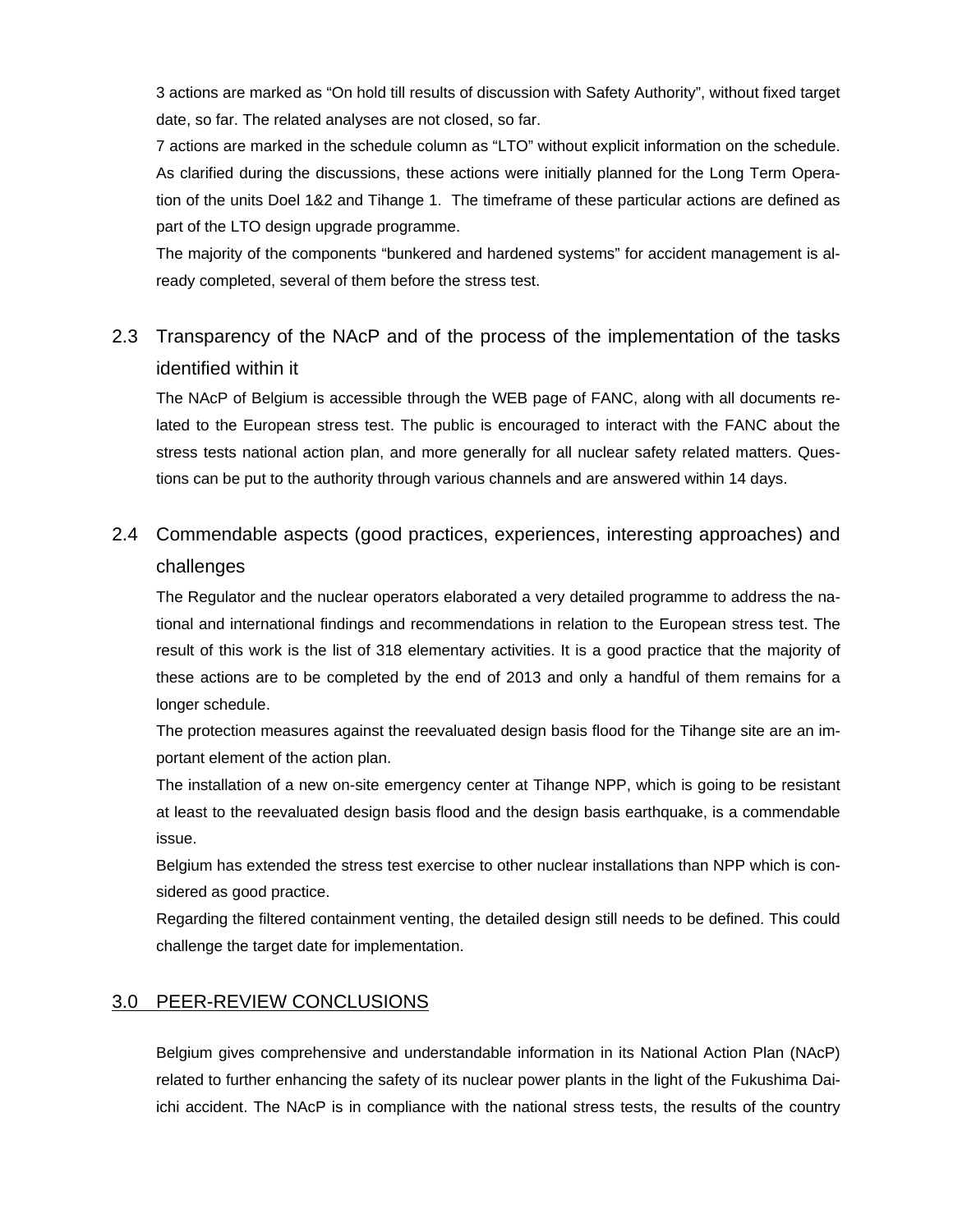3 actions are marked as "On hold till results of discussion with Safety Authority", without fixed target date, so far. The related analyses are not closed, so far.

7 actions are marked in the schedule column as "LTO" without explicit information on the schedule. As clarified during the discussions, these actions were initially planned for the Long Term Operation of the units Doel 1&2 and Tihange 1. The timeframe of these particular actions are defined as part of the LTO design upgrade programme.

The majority of the components "bunkered and hardened systems" for accident management is already completed, several of them before the stress test.

## 2.3 Transparency of the NAcP and of the process of the implementation of the tasks identified within it

The NAcP of Belgium is accessible through the WEB page of FANC, along with all documents related to the European stress test. The public is encouraged to interact with the FANC about the stress tests national action plan, and more generally for all nuclear safety related matters. Questions can be put to the authority through various channels and are answered within 14 days.

## 2.4 Commendable aspects (good practices, experiences, interesting approaches) and challenges

The Regulator and the nuclear operators elaborated a very detailed programme to address the national and international findings and recommendations in relation to the European stress test. The result of this work is the list of 318 elementary activities. It is a good practice that the majority of these actions are to be completed by the end of 2013 and only a handful of them remains for a longer schedule.

The protection measures against the reevaluated design basis flood for the Tihange site are an important element of the action plan.

The installation of a new on-site emergency center at Tihange NPP, which is going to be resistant at least to the reevaluated design basis flood and the design basis earthquake, is a commendable issue.

Belgium has extended the stress test exercise to other nuclear installations than NPP which is considered as good practice.

Regarding the filtered containment venting, the detailed design still needs to be defined. This could challenge the target date for implementation.

# 3.0 PEER-REVIEW CONCLUSIONS

Belgium gives comprehensive and understandable information in its National Action Plan (NAcP) related to further enhancing the safety of its nuclear power plants in the light of the Fukushima Daiichi accident. The NAcP is in compliance with the national stress tests, the results of the country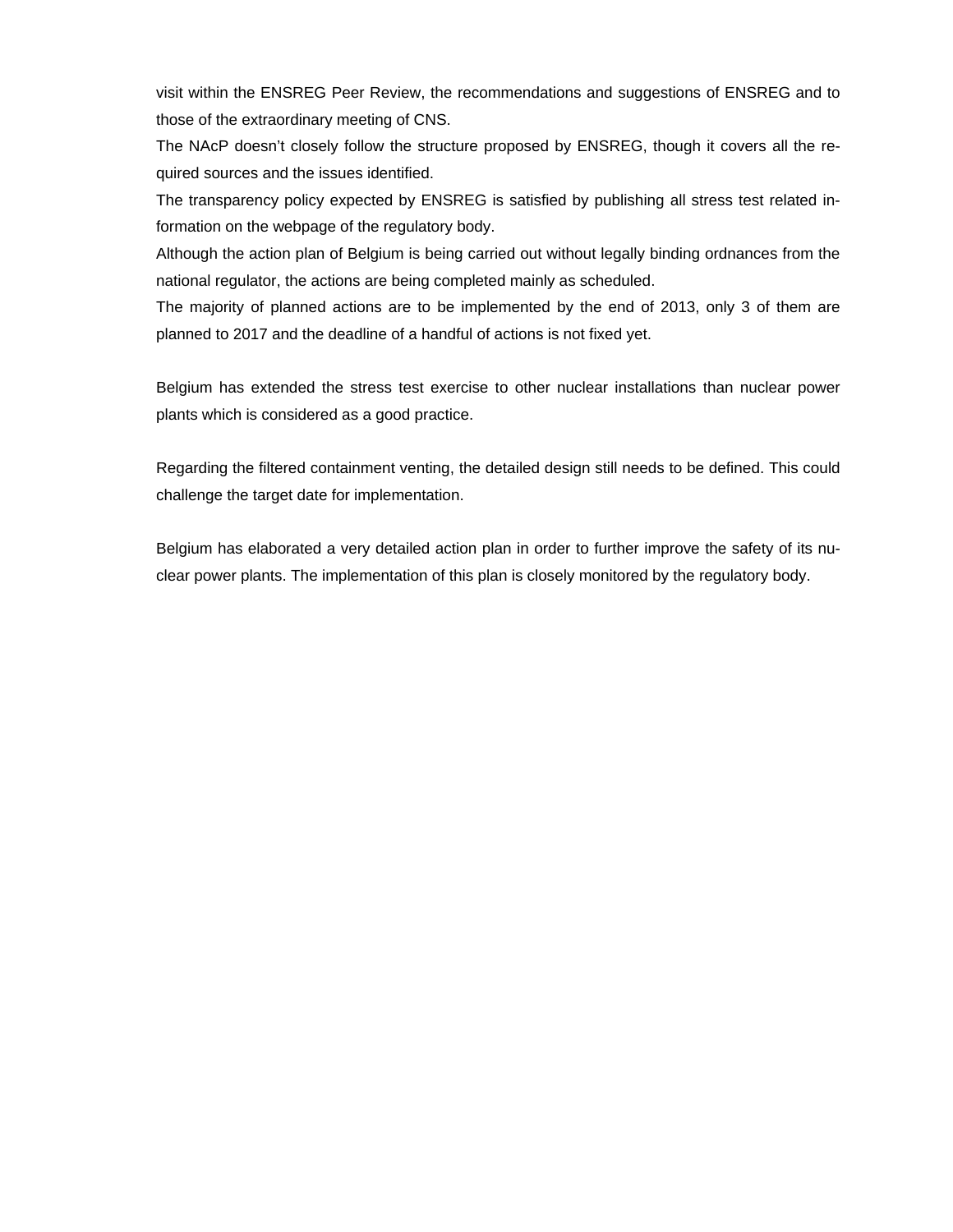visit within the ENSREG Peer Review, the recommendations and suggestions of ENSREG and to those of the extraordinary meeting of CNS.

The NAcP doesn't closely follow the structure proposed by ENSREG, though it covers all the required sources and the issues identified.

The transparency policy expected by ENSREG is satisfied by publishing all stress test related information on the webpage of the regulatory body.

Although the action plan of Belgium is being carried out without legally binding ordnances from the national regulator, the actions are being completed mainly as scheduled.

The majority of planned actions are to be implemented by the end of 2013, only 3 of them are planned to 2017 and the deadline of a handful of actions is not fixed yet.

Belgium has extended the stress test exercise to other nuclear installations than nuclear power plants which is considered as a good practice.

Regarding the filtered containment venting, the detailed design still needs to be defined. This could challenge the target date for implementation.

Belgium has elaborated a very detailed action plan in order to further improve the safety of its nuclear power plants. The implementation of this plan is closely monitored by the regulatory body.